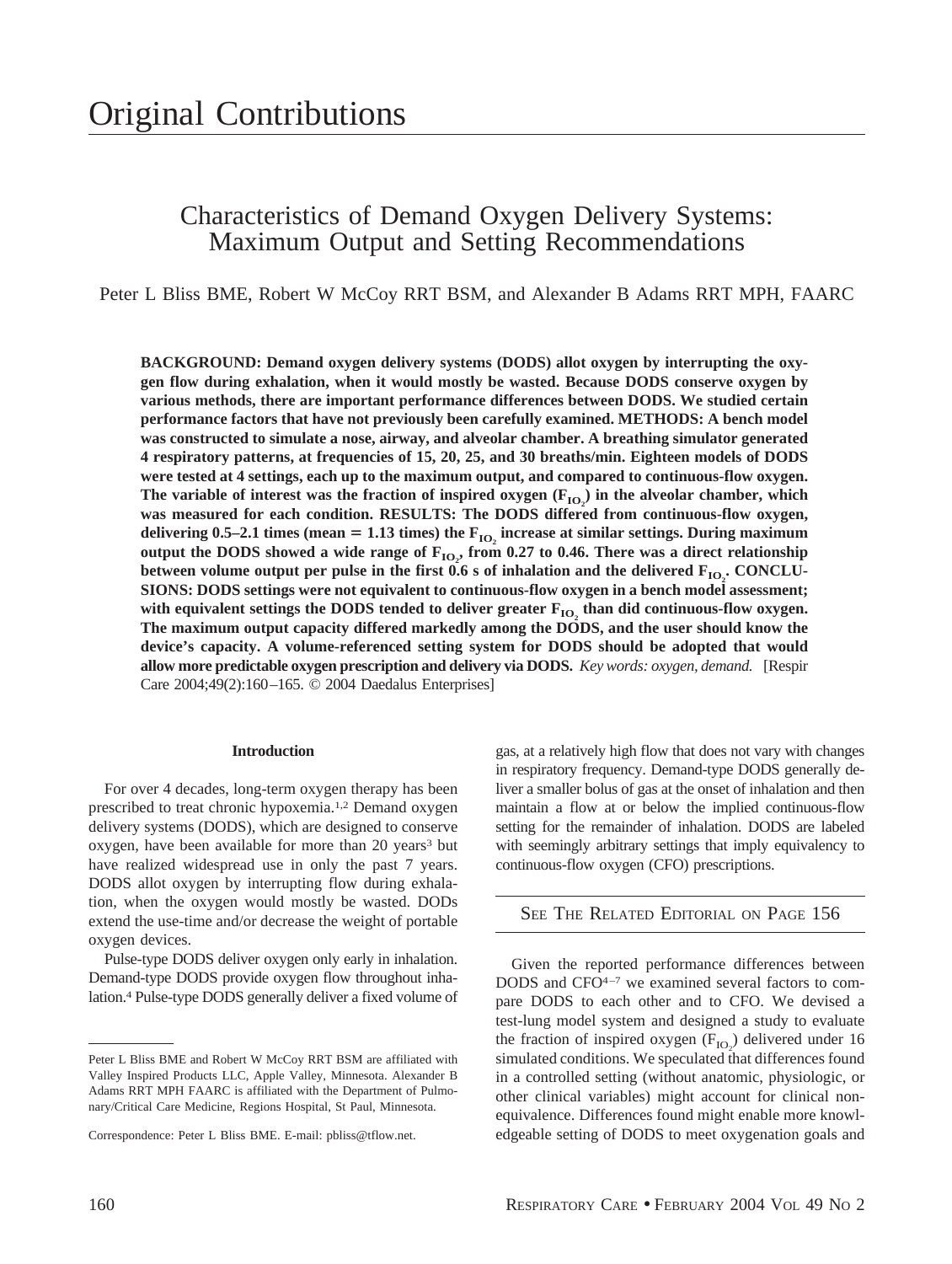Original Contributions

# Characteristics of Demand Oxygen Delivery Systems: Maximum Output and Setting Recommendations

Peter L Bliss BME, Robert W McCoy RRT BSM, and Alexander B Adams RRT MPH, FAARC

**BACKGROUND: Demand oxygen delivery systems (DODS) allot oxygen by interrupting the oxygen flow during exhalation, when it would mostly be wasted. Because DODS conserve oxygen by various methods, there are important performance differences between DODS. We studied certain performance factors that have not previously been carefully examined. METHODS: A bench model was constructed to simulate a nose, airway, and alveolar chamber. A breathing simulator generated 4 respiratory patterns, at frequencies of 15, 20, 25, and 30 breaths/min. Eighteen models of DODS were tested at 4 settings, each up to the maximum output, and compared to continuous-flow oxygen. The variable of interest was the fraction of inspired oxygen ($F_{IO_2}$) in the alveolar chamber, which was measured for each condition. RESULTS: The DODS differed from continuous-flow oxygen, delivering 0.5–2.1 times (mean = 1.13 times) the $F_{IO_2}$ increase at similar settings. During maximum output the DODS showed a wide range of $F_{IO_2}$, from 0.27 to 0.46. There was a direct relationship between volume output per pulse in the first 0.6 s of inhalation and the delivered $F_{IO_2}$. CONCLUSIONS: DODS settings were not equivalent to continuous-flow oxygen in a bench model assessment; with equivalent settings the DODS tended to deliver greater $F_{IO_2}$ than did continuous-flow oxygen. The maximum output capacity differed markedly among the DODS, and the user should know the device's capacity. A volume-referenced setting system for DODS should be adopted that would allow more predictable oxygen prescription and delivery via DODS.** *Key words: oxygen, demand.* [Respir Care 2004;49(2):160–165. © 2004 Daedalus Enterprises]

## Introduction

For over 4 decades, long-term oxygen therapy has been prescribed to treat chronic hypoxemia.[1,2] Demand oxygen delivery systems (DODS), which are designed to conserve oxygen, have been available for more than 20 years[3] but have realized widespread use in only the past 7 years. DODS allot oxygen by interrupting flow during exhalation, when the oxygen would mostly be wasted. DODs extend the use-time and/or decrease the weight of portable oxygen devices.

Pulse-type DODS deliver oxygen only early in inhalation. Demand-type DODS provide oxygen flow throughout inhalation.[4] Pulse-type DODS generally deliver a fixed volume of gas, at a relatively high flow that does not vary with changes in respiratory frequency. Demand-type DODS generally deliver a smaller bolus of gas at the onset of inhalation and then maintain a flow at or below the implied continuous-flow setting for the remainder of inhalation. DODS are labeled with seemingly arbitrary settings that imply equivalency to continuous-flow oxygen (CFO) prescriptions.

SEE THE RELATED EDITORIAL ON PAGE 156

Given the reported performance differences between DODS and CFO[4–7] we examined several factors to compare DODS to each other and to CFO. We devised a test-lung model system and designed a study to evaluate the fraction of inspired oxygen ($F_{IO_2}$) delivered under 16 simulated conditions. We speculated that differences found in a controlled setting (without anatomic, physiologic, or other clinical variables) might account for clinical nonequivalence. Differences found might enable more knowledgeable setting of DODS to meet oxygenation goals and

---

Peter L Bliss BME and Robert W McCoy RRT BSM are affiliated with Valley Inspired Products LLC, Apple Valley, Minnesota. Alexander B Adams RRT MPH FAARC is affiliated with the Department of Pulmonary/Critical Care Medicine, Regions Hospital, St Paul, Minnesota.

Correspondence: Peter L Bliss BME. E-mail: pbliss@tflow.net.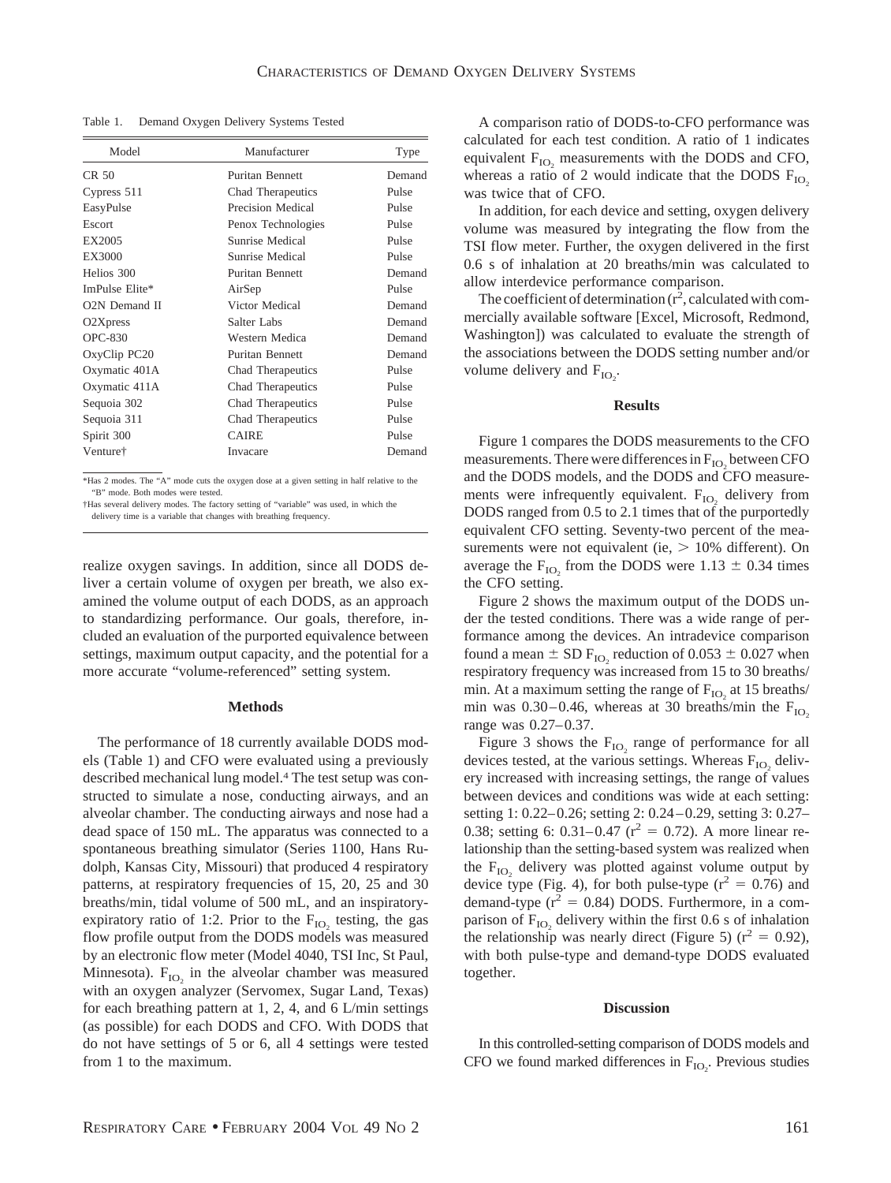Table 1. Demand Oxygen Delivery Systems Tested

| Model | Manufacturer | Type |
|---|---|---|
| CR 50 | Puritan Bennett | Demand |
| Cypress 511 | Chad Therapeutics | Pulse |
| EasyPulse | Precision Medical | Pulse |
| Escort | Penox Technologies | Pulse |
| EX2005 | Sunrise Medical | Pulse |
| EX3000 | Sunrise Medical | Pulse |
| Helios 300 | Puritan Bennett | Demand |
| ImPulse Elite* | AirSep | Pulse |
| O2N Demand II | Victor Medical | Demand |
| O2Xpress | Salter Labs | Demand |
| OPC-830 | Western Medica | Demand |
| OxyClip PC20 | Puritan Bennett | Demand |
| Oxymatic 401A | Chad Therapeutics | Pulse |
| Oxymatic 411A | Chad Therapeutics | Pulse |
| Sequoia 302 | Chad Therapeutics | Pulse |
| Sequoia 311 | Chad Therapeutics | Pulse |
| Spirit 300 | CAIRE | Pulse |
| Venture† | Invacare | Demand |

*Has 2 modes. The "A" mode cuts the oxygen dose at a given setting in half relative to the "B" mode. Both modes were tested.

†Has several delivery modes. The factory setting of "variable" was used, in which the delivery time is a variable that changes with breathing frequency.

realize oxygen savings. In addition, since all DODS deliver a certain volume of output of oxygen per breath, we also examined the volume output of each DODS, as an approach to standardizing performance. Our goals, therefore, included an evaluation of the purported equivalence between settings, maximum output capacity, and the potential for a more accurate "volume-referenced" setting system.

## Methods

The performance of 18 currently available DODS models (Table 1) and CFO were evaluated using a previously described mechanical lung model.[4] The test setup was constructed to simulate a nose, conducting airways, and an alveolar chamber. The conducting airways and nose had a dead space of 150 mL. The apparatus was connected to a spontaneous breathing simulator (Series 1100, Hans Rudolph, Kansas City, Missouri) that produced 4 respiratory patterns, at respiratory frequencies of 15, 20, 25 and 30 breaths/min, tidal volume of 500 mL, and an inspiratory-expiratory ratio of 1:2. Prior to the $F_{IO_2}$ testing, the gas flow profile output from the DODS models was measured by an electronic flow meter (Model 4040, TSI Inc, St Paul, Minnesota). $F_{IO_2}$ in the alveolar chamber was measured with an oxygen analyzer (Servomex, Sugar Land, Texas) for each breathing pattern at 1, 2, 4, and 6 L/min settings (as possible) for each DODS and CFO. With DODS that do not have settings of 5 or 6, all 4 settings were tested from 1 to the maximum.

A comparison ratio of DODS-to-CFO performance was calculated for each test condition. A ratio of 1 indicates equivalent $F_{IO_2}$ measurements with the DODS and CFO, whereas a ratio of 2 would indicate that the DODS $F_{IO_2}$ was twice that of CFO.

In addition, for each device and setting, oxygen delivery volume was measured by integrating the flow from the TSI flow meter. Further, the oxygen delivered in the first 0.6 s of inhalation at 20 breaths/min was calculated to allow interdevice performance comparison.

The coefficient of determination ($r^2$, calculated with commercially available software [Excel, Microsoft, Redmond, Washington]) was calculated to evaluate the strength of the associations between the DODS setting number and/or volume delivery and $F_{IO_2}$.

## Results

Figure 1 compares the DODS measurements to the CFO measurements. There were differences in $F_{IO_2}$ between CFO and the DODS models, and the DODS and CFO measurements were infrequently equivalent. $F_{IO_2}$ delivery from DODS ranged from 0.5 to 2.1 times that of the purportedly equivalent CFO setting. Seventy-two percent of the measurements were not equivalent (ie, $>$ 10% different). On average the $F_{IO_2}$ from the DODS were 1.13 $\pm$ 0.34 times the CFO setting.

Figure 2 shows the maximum output of the DODS under the tested conditions. There was a wide range of performance among the devices. An intradevice comparison found a mean $\pm$ SD $F_{IO_2}$ reduction of 0.053 $\pm$ 0.027 when respiratory frequency was increased from 15 to 30 breaths/min. At a maximum setting the range of $F_{IO_2}$ at 15 breaths/min was 0.30–0.46, whereas at 30 breaths/min the $F_{IO_2}$ range was 0.27–0.37.

Figure 3 shows the $F_{IO_2}$ range of performance for all devices tested, at the various settings. Whereas $F_{IO_2}$ delivery increased with increasing settings, the range of values between devices and conditions was wide at each setting: setting 1: 0.22–0.26; setting 2: 0.24–0.29, setting 3: 0.27–0.38; setting 6: 0.31–0.47 ($r^2$ = 0.72). A more linear relationship than the setting-based system was realized when the $F_{IO_2}$ delivery was plotted against volume output by device type (Fig. 4), for both pulse-type ($r^2$ = 0.76) and demand-type ($r^2$ = 0.84) DODS. Furthermore, in a comparison of $F_{IO_2}$ delivery within the first 0.6 s of inhalation the relationship was nearly direct (Figure 5) ($r^2$ = 0.92), with both pulse-type and demand-type DODS evaluated together.

## Discussion

In this controlled-setting comparison of DODS models and CFO we found marked differences in $F_{IO_2}$. Previous studies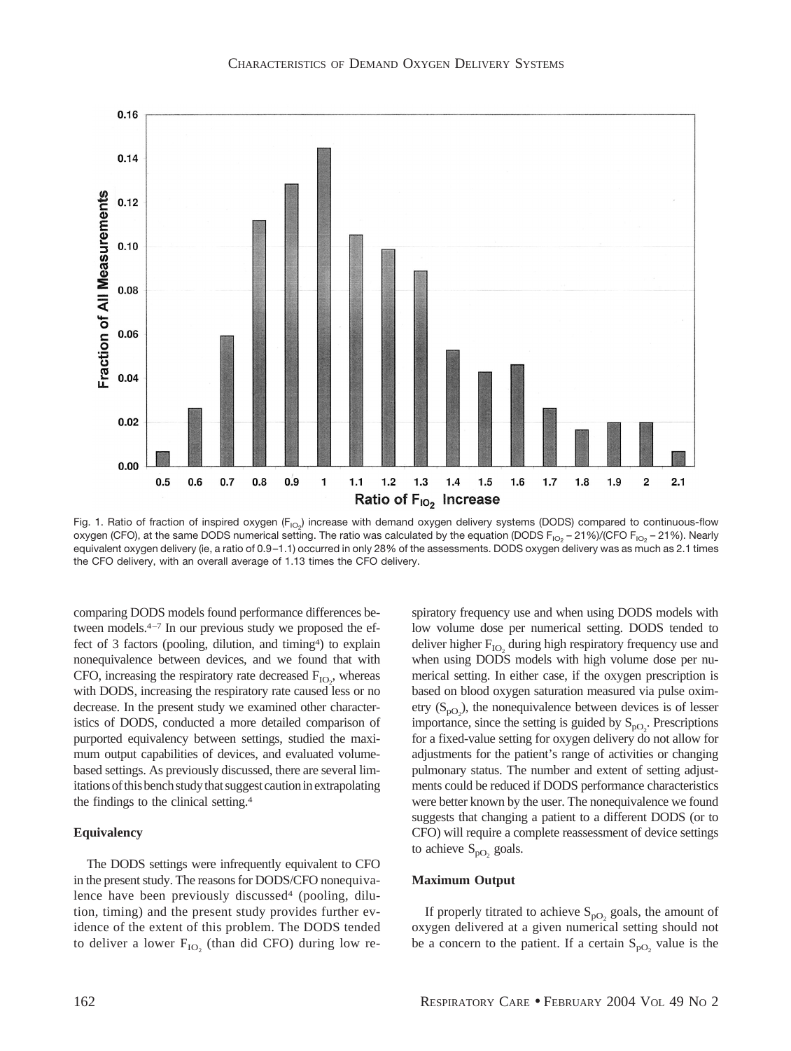Fig. 1. Ratio of fraction of inspired oxygen ($F_{IO_2}$) increase with demand oxygen delivery systems (DODS) compared to continuous-flow oxygen (CFO), at the same DODS numerical setting. The ratio was calculated by the equation (DODS $F_{IO_2}$ – 21%)/(CFO $F_{IO_2}$ – 21%). Nearly equivalent oxygen delivery (ie, a ratio of 0.9–1.1) occurred in only 28% of the assessments. DODS oxygen delivery was as much as 2.1 times the CFO delivery, with an overall average of 1.13 times the CFO delivery.

comparing DODS models found performance differences between models.[4–7] In our previous study we proposed the effect of 3 factors (pooling, dilution, and timing[4]) to explain nonequivalence between devices, and we found that with CFO, increasing the respiratory rate decreased $F_{IO_2}$, whereas with DODS, increasing the respiratory rate caused less or no decrease. In the present study we examined other characteristics of DODS, conducted a more detailed comparison of purported equivalency between settings, studied the maximum output capabilities of devices, and evaluated volume-based settings. As previously discussed, there are several limitations of this bench study that suggest caution in extrapolating the findings to the clinical setting.[4]

## Equivalency

The DODS settings were infrequently equivalent to CFO in the present study. The reasons for DODS/CFO nonequivalence have been previously discussed[4] (pooling, dilution, timing) and the present study provides further evidence of the extent of this problem. The DODS tended to deliver a lower $F_{IO_2}$ (than did CFO) during low respiratory frequency use and when using DODS models with low volume dose per numerical setting. DODS tended to deliver higher $F_{IO_2}$ during high respiratory frequency use and when using DODS models with high volume dose per numerical setting. In either case, if the oxygen prescription is based on blood oxygen saturation measured via pulse oximetry ($S_{pO_2}$), the nonequivalence between devices is of lesser importance, since the setting is guided by $S_{pO_2}$. Prescriptions for a fixed-value setting for oxygen delivery do not allow for adjustments for the patient's range of activities or changing pulmonary status. The number and extent of setting adjustments could be reduced if DODS performance characteristics were better known by the user. The nonequivalence we found suggests that changing a patient to a different DODS (or to CFO) will require a complete reassessment of device settings to achieve $S_{pO_2}$ goals.

## Maximum Output

If properly titrated to achieve $S_{pO_2}$ goals, the amount of oxygen delivered at a given numerical setting should not be a concern to the patient. If a certain $S_{pO_2}$ value is the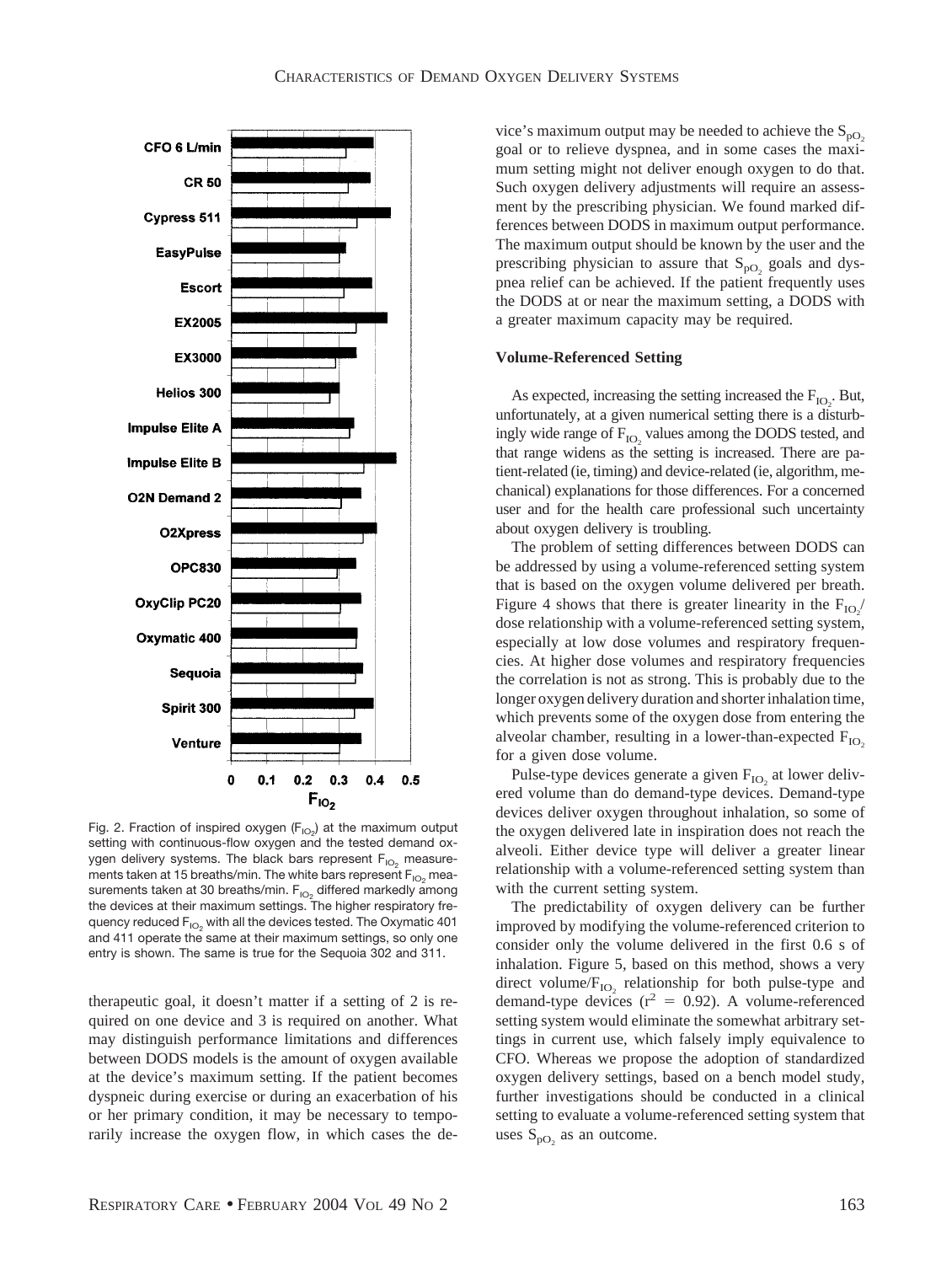Fig. 2. Fraction of inspired oxygen ($F_{IO_2}$) at the maximum output setting with continuous-flow oxygen and the tested demand oxygen delivery systems. The black bars represent $F_{IO_2}$ measurements taken at 15 breaths/min. The white bars represent $F_{IO_2}$ measurements taken at 30 breaths/min. $F_{IO_2}$ differed markedly among the devices at their maximum settings. The higher respiratory frequency reduced $F_{IO_2}$ with all the devices tested. The Oxymatic 401 and 411 operate the same at their maximum settings, so only one entry is shown. The same is true for the Sequoia 302 and 311.

therapeutic goal, it doesn't matter if a setting of 2 is required on one device and 3 is required on another. What may distinguish performance limitations and differences between DODS models is the amount of oxygen available at the device's maximum setting. If the patient becomes dyspneic during exercise or during an exacerbation of his or her primary condition, it may be necessary to temporarily increase the oxygen flow, in which cases the device's maximum output may be needed to achieve the $S_{pO_2}$ goal or to relieve dyspnea, and in some cases the maximum setting might not deliver enough oxygen to do that. Such oxygen delivery adjustments will require an assessment by the prescribing physician. We found marked differences between DODS in maximum output performance. The maximum output should be known by the user and the prescribing physician to assure that $S_{pO_2}$ goals and dyspnea relief can be achieved. If the patient frequently uses the DODS at or near the maximum setting, a DODS with a greater maximum capacity may be required.

### Volume-Referenced Setting

As expected, increasing the setting increased the $F_{IO_2}$. But, unfortunately, at a given numerical setting there is a disturbingly wide range of $F_{IO_2}$ values among the DODS tested, and that range widens as the setting is increased. There are patient-related (ie, timing) and device-related (ie, algorithm, mechanical) explanations for those differences. For a concerned user and for the health care professional such uncertainty about oxygen delivery is troubling.

The problem of setting differences between DODS can be addressed by using a volume-referenced setting system that is based on the oxygen volume delivered per breath. Figure 4 shows that there is greater linearity in the $F_{IO_2}$/dose relationship with a volume-referenced setting system, especially at low dose volumes and respiratory frequencies. At higher dose volumes and respiratory frequencies the correlation is not as strong. This is probably due to the longer oxygen delivery duration and shorter inhalation time, which prevents some of the oxygen dose from entering the alveolar chamber, resulting in a lower-than-expected $F_{IO_2}$ for a given dose volume.

Pulse-type devices generate a given $F_{IO_2}$ at lower delivered volume than do demand-type devices. Demand-type devices deliver oxygen throughout inhalation, so some of the oxygen delivered late in inspiration does not reach the alveoli. Either device type will deliver a greater linear relationship with a volume-referenced setting system than with the current setting system.

The predictability of oxygen delivery can be further improved by modifying the volume-referenced criterion to consider only the volume delivered in the first 0.6 s of inhalation. Figure 5, based on this method, shows a very direct volume/$F_{IO_2}$ relationship for both pulse-type and demand-type devices ($r^2 = 0.92$). A volume-referenced setting system would eliminate the somewhat arbitrary settings in current use, which falsely imply equivalence to CFO. Whereas we propose the adoption of standardized oxygen delivery settings, based on a bench model study, further investigations should be conducted in a clinical setting to evaluate a volume-referenced setting system that uses $S_{pO_2}$ as an outcome.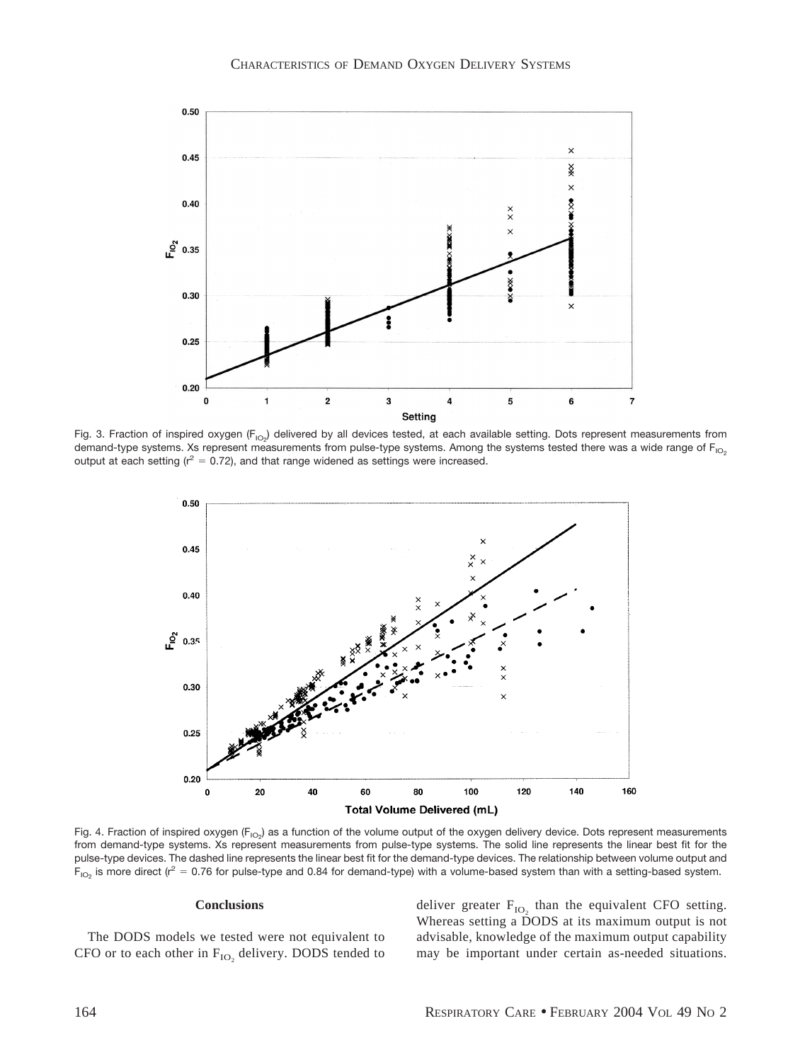Fig. 3. Fraction of inspired oxygen ($F_{IO_2}$) delivered by all devices tested, at each available setting. Dots represent measurements from demand-type systems. Xs represent measurements from pulse-type systems. Among the systems tested there was a wide range of $F_{IO_2}$ output at each setting ($r^2 = 0.72$), and that range widened as settings were increased.

Fig. 4. Fraction of inspired oxygen ($F_{IO_2}$) as a function of the volume output of the oxygen delivery device. Dots represent measurements from demand-type systems. Xs represent measurements from pulse-type systems. The solid line represents the linear best fit for the pulse-type devices. The dashed line represents the linear best fit for the demand-type devices. The relationship between volume output and $F_{IO_2}$ is more direct ($r^2 = 0.76$ for pulse-type and 0.84 for demand-type) with a volume-based system than with a setting-based system.

## Conclusions

The DODS models we tested were not equivalent to CFO or to each other in $F_{IO_2}$ delivery. DODS tended to deliver greater $F_{IO_2}$ than the equivalent CFO setting. Whereas setting a DODS at its maximum output is not advisable, knowledge of the maximum output capability may be important under certain as-needed situations.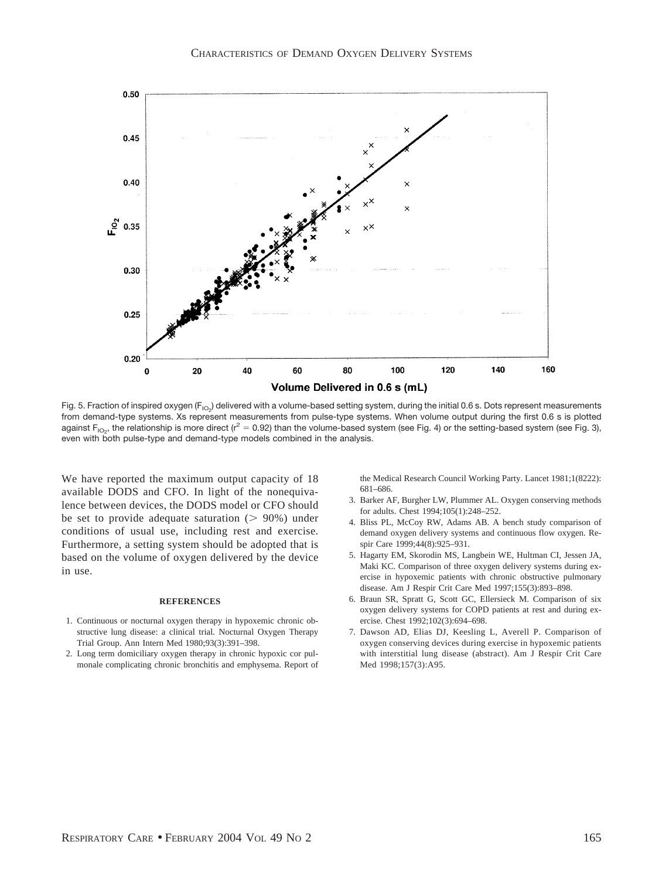0.50
0.45
0.40
0.35
0.30
0.25
0.20

$F_{IO_2}$

0
20
40
60
80
100
120
140
160

Volume Delivered in 0.6 s (mL)

Fig. 5. Fraction of inspired oxygen ($F_{IO_2}$) delivered with a volume-based setting system, during the initial 0.6 s. Dots represent measurements from demand-type systems. Xs represent measurements from pulse-type systems. When volume output during the first 0.6 s is plotted against $F_{IO_2}$, the relationship is more direct ($r^2 = 0.92$) than the volume-based system (see Fig. 4) or the setting-based system (see Fig. 3), even with both pulse-type and demand-type models combined in the analysis.

We have reported the maximum output capacity of 18 available DODS and CFO. In light of the nonequivalence between devices, the DODS model or CFO should be set to provide adequate saturation (> 90%) under conditions of usual use, including rest and exercise. Furthermore, a setting system should be adopted that is based on the volume of oxygen delivered by the device in use.

## REFERENCES

1. Continuous or nocturnal oxygen therapy in hypoxemic chronic obstructive lung disease: a clinical trial. Nocturnal Oxygen Therapy Trial Group. Ann Intern Med 1980;93(3):391–398.
2. Long term domiciliary oxygen therapy in chronic hypoxic cor pulmonale complicating chronic bronchitis and emphysema. Report of the Medical Research Council Working Party. Lancet 1981;1(8222):681–686.
3. Barker AF, Burgher LW, Plummer AL. Oxygen conserving methods for adults. Chest 1994;105(1):248–252.
4. Bliss PL, McCoy RW, Adams AB. A bench study comparison of demand oxygen delivery systems and continuous flow oxygen. Respir Care 1999;44(8):925–931.
5. Hagarty EM, Skorodin MS, Langbein WE, Hultman CI, Jessen JA, Maki KC. Comparison of three oxygen delivery systems during exercise in hypoxemic patients with chronic obstructive pulmonary disease. Am J Respir Crit Care Med 1997;155(3):893–898.
6. Braun SR, Spratt G, Scott GC, Ellersieck M. Comparison of six oxygen delivery systems for COPD patients at rest and during exercise. Chest 1992;102(3):694–698.
7. Dawson AD, Elias DJ, Keesling L, Averell P. Comparison of oxygen conserving devices during exercise in hypoxemic patients with interstitial lung disease (abstract). Am J Respir Crit Care Med 1998;157(3):A95.